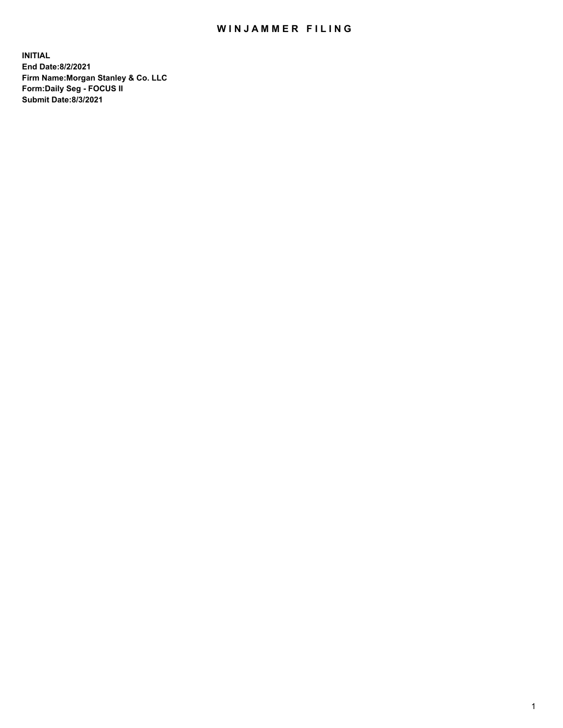# WINJAMMER FILING

**INITIAL**
**End Date:8/2/2021**
**Firm Name:Morgan Stanley & Co. LLC**
**Form:Daily Seg - FOCUS II**
**Submit Date:8/3/2021**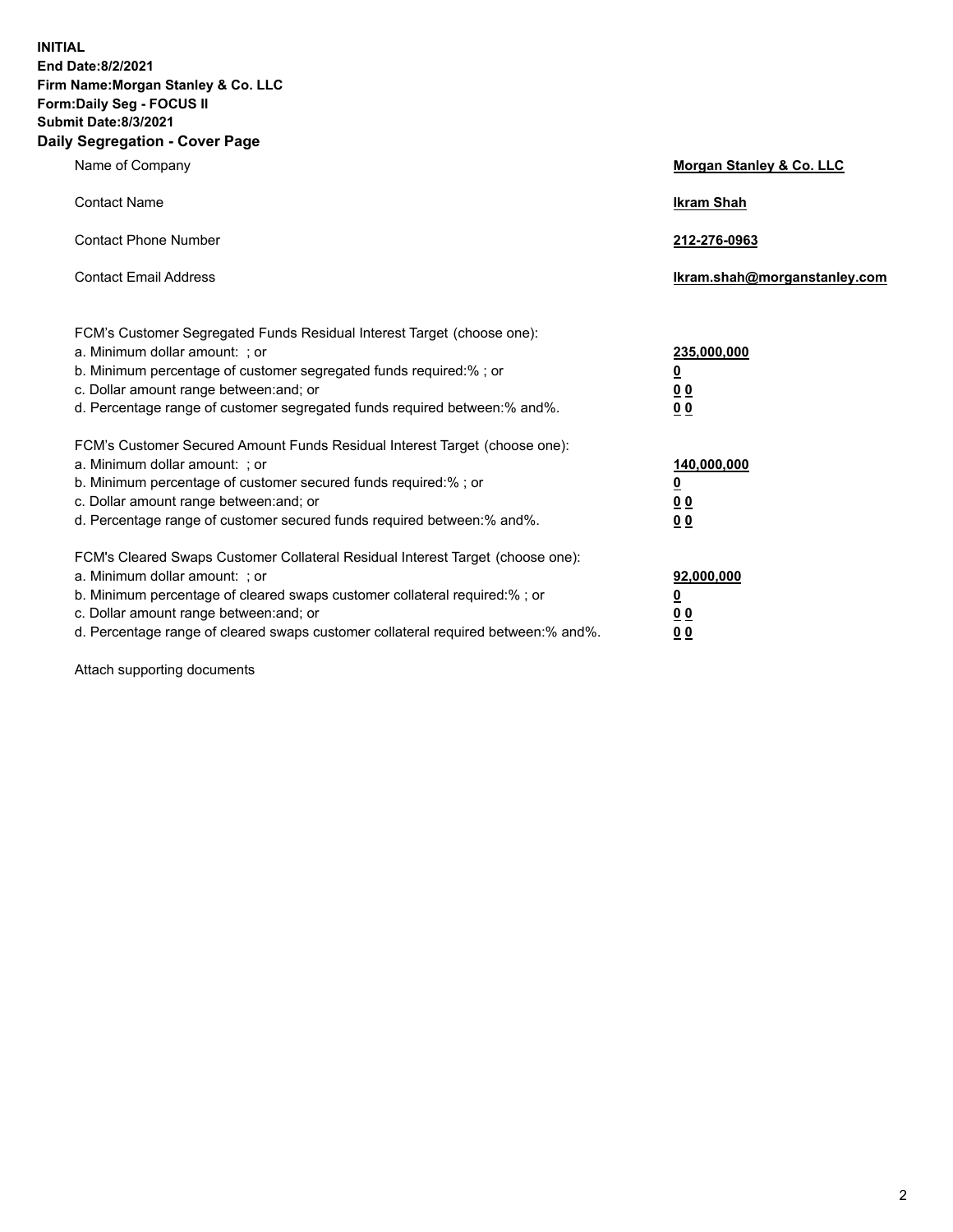**INITIAL**
**End Date:8/2/2021**
**Firm Name:Morgan Stanley & Co. LLC**
**Form:Daily Seg - FOCUS II**
**Submit Date:8/3/2021**

## Daily Segregation - Cover Page

| | |
|---|---|
| Name of Company | **Morgan Stanley & Co. LLC** |
| Contact Name | **Ikram Shah** |
| Contact Phone Number | **212-276-0963** |
| Contact Email Address | **Ikram.shah@morganstanley.com** |

| | |
|---|---|
| FCM's Customer Segregated Funds Residual Interest Target (choose one): | |
| a. Minimum dollar amount: ; or | **235,000,000** |
| b. Minimum percentage of customer segregated funds required:% ; or | **0** |
| c. Dollar amount range between:and; or | **0 0** |
| d. Percentage range of customer segregated funds required between:% and%. | **0 0** |
| FCM's Customer Secured Amount Funds Residual Interest Target (choose one): | |
| a. Minimum dollar amount: ; or | **140,000,000** |
| b. Minimum percentage of customer secured funds required:% ; or | **0** |
| c. Dollar amount range between:and; or | **0 0** |
| d. Percentage range of customer secured funds required between:% and%. | **0 0** |
| FCM's Cleared Swaps Customer Collateral Residual Interest Target (choose one): | |
| a. Minimum dollar amount: ; or | **92,000,000** |
| b. Minimum percentage of cleared swaps customer collateral required:% ; or | **0** |
| c. Dollar amount range between:and; or | **0 0** |
| d. Percentage range of cleared swaps customer collateral required between:% and%. | **0 0** |

Attach supporting documents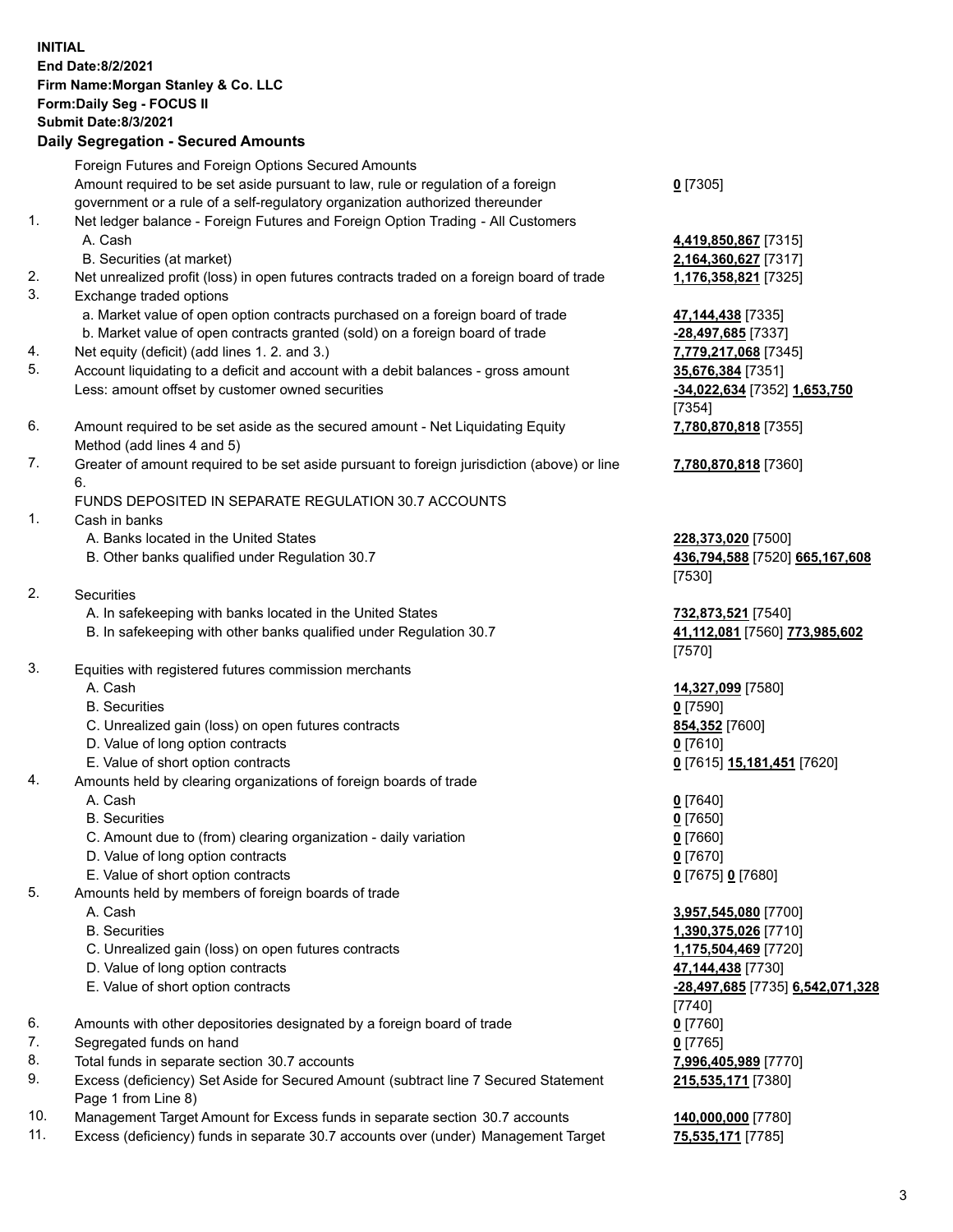**INITIAL**
**End Date:8/2/2021**
**Firm Name:Morgan Stanley & Co. LLC**
**Form:Daily Seg - FOCUS II**
**Submit Date:8/3/2021**

**Daily Segregation - Secured Amounts**

| | | |
|---|---|---|
| | Foreign Futures and Foreign Options Secured Amounts | |
| | Amount required to be set aside pursuant to law, rule or regulation of a foreign government or a rule of a self-regulatory organization authorized thereunder | **0** [7305] |
| 1. | Net ledger balance - Foreign Futures and Foreign Option Trading - All Customers | |
| | A. Cash | **4,419,850,867** [7315] |
| | B. Securities (at market) | **2,164,360,627** [7317] |
| 2. | Net unrealized profit (loss) in open futures contracts traded on a foreign board of trade | **1,176,358,821** [7325] |
| 3. | Exchange traded options | |
| | a. Market value of open option contracts purchased on a foreign board of trade | **47,144,438** [7335] |
| | b. Market value of open contracts granted (sold) on a foreign board of trade | **-28,497,685** [7337] |
| 4. | Net equity (deficit) (add lines 1. 2. and 3.) | **7,779,217,068** [7345] |
| 5. | Account liquidating to a deficit and account with a debit balances - gross amount | **35,676,384** [7351] |
| | Less: amount offset by customer owned securities | **-34,022,634** [7352] **1,653,750** [7354] |
| 6. | Amount required to be set aside as the secured amount - Net Liquidating Equity Method (add lines 4 and 5) | **7,780,870,818** [7355] |
| 7. | Greater of amount required to be set aside pursuant to foreign jurisdiction (above) or line 6. | **7,780,870,818** [7360] |
| | FUNDS DEPOSITED IN SEPARATE REGULATION 30.7 ACCOUNTS | |
| 1. | Cash in banks | |
| | A. Banks located in the United States | **228,373,020** [7500] |
| | B. Other banks qualified under Regulation 30.7 | **436,794,588** [7520] **665,167,608** [7530] |
| 2. | Securities | |
| | A. In safekeeping with banks located in the United States | **732,873,521** [7540] |
| | B. In safekeeping with other banks qualified under Regulation 30.7 | **41,112,081** [7560] **773,985,602** [7570] |
| 3. | Equities with registered futures commission merchants | |
| | A. Cash | **14,327,099** [7580] |
| | B. Securities | **0** [7590] |
| | C. Unrealized gain (loss) on open futures contracts | **854,352** [7600] |
| | D. Value of long option contracts | **0** [7610] |
| | E. Value of short option contracts | **0** [7615] **15,181,451** [7620] |
| 4. | Amounts held by clearing organizations of foreign boards of trade | |
| | A. Cash | **0** [7640] |
| | B. Securities | **0** [7650] |
| | C. Amount due to (from) clearing organization - daily variation | **0** [7660] |
| | D. Value of long option contracts | **0** [7670] |
| | E. Value of short option contracts | **0** [7675] **0** [7680] |
| 5. | Amounts held by members of foreign boards of trade | |
| | A. Cash | **3,957,545,080** [7700] |
| | B. Securities | **1,390,375,026** [7710] |
| | C. Unrealized gain (loss) on open futures contracts | **1,175,504,469** [7720] |
| | D. Value of long option contracts | **47,144,438** [7730] |
| | E. Value of short option contracts | **-28,497,685** [7735] **6,542,071,328** [7740] |
| 6. | Amounts with other depositories designated by a foreign board of trade | **0** [7760] |
| 7. | Segregated funds on hand | **0** [7765] |
| 8. | Total funds in separate section 30.7 accounts | **7,996,405,989** [7770] |
| 9. | Excess (deficiency) Set Aside for Secured Amount (subtract line 7 Secured Statement Page 1 from Line 8) | **215,535,171** [7380] |
| 10. | Management Target Amount for Excess funds in separate section 30.7 accounts | **140,000,000** [7780] |
| 11. | Excess (deficiency) funds in separate 30.7 accounts over (under) Management Target | **75,535,171** [7785] |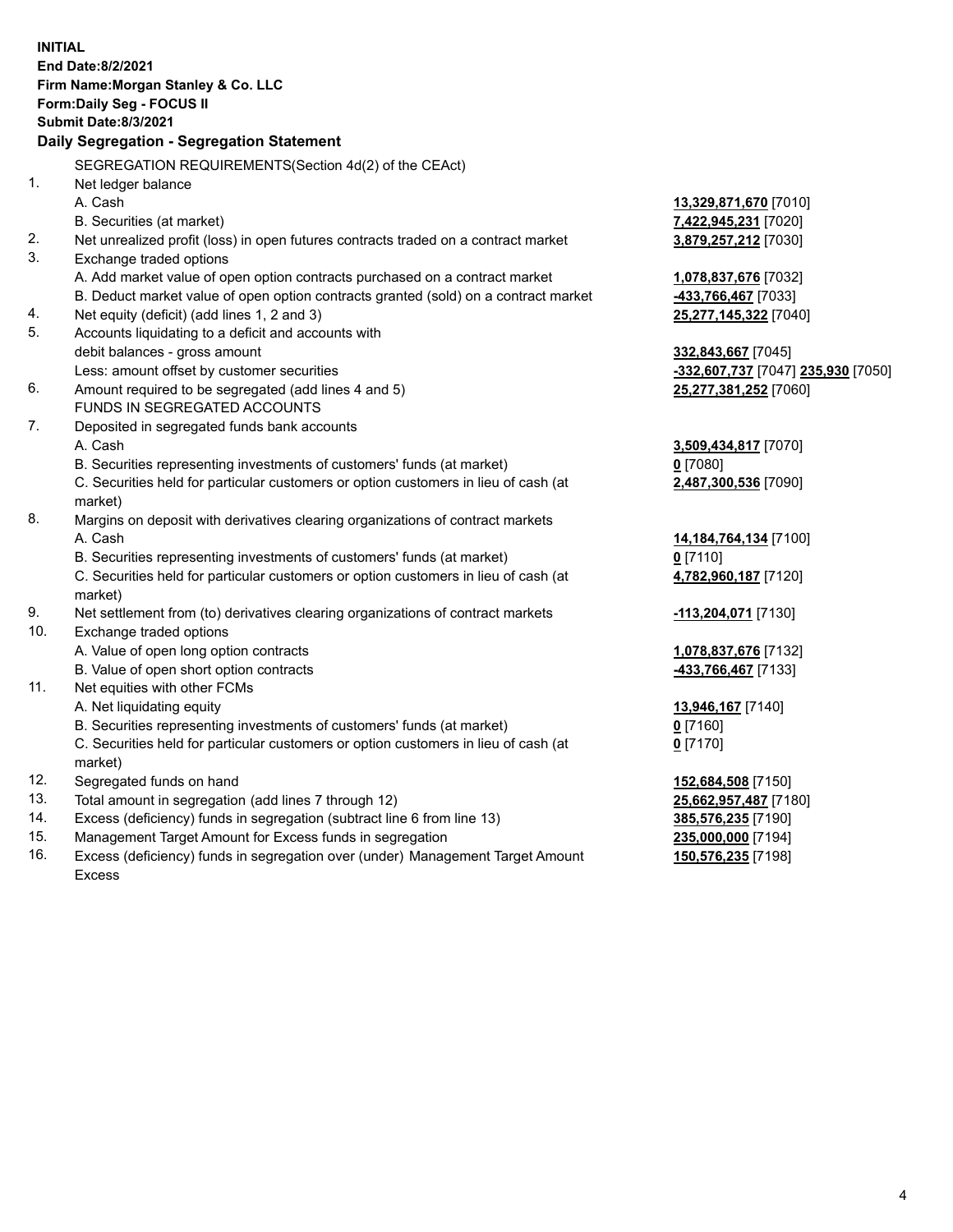**INITIAL**
**End Date:8/2/2021**
**Firm Name:Morgan Stanley & Co. LLC**
**Form:Daily Seg - FOCUS II**
**Submit Date:8/3/2021**

**Daily Segregation - Segregation Statement**

SEGREGATION REQUIREMENTS(Section 4d(2) of the CEAct)

| | | |
|---|---|---|
| 1. | Net ledger balance | |
| | A. Cash | **13,329,871,670** [7010] |
| | B. Securities (at market) | **7,422,945,231** [7020] |
| 2. | Net unrealized profit (loss) in open futures contracts traded on a contract market | **3,879,257,212** [7030] |
| 3. | Exchange traded options | |
| | A. Add market value of open option contracts purchased on a contract market | **1,078,837,676** [7032] |
| | B. Deduct market value of open option contracts granted (sold) on a contract market | **-433,766,467** [7033] |
| 4. | Net equity (deficit) (add lines 1, 2 and 3) | **25,277,145,322** [7040] |
| 5. | Accounts liquidating to a deficit and accounts with debit balances - gross amount | **332,843,667** [7045] |
| | Less: amount offset by customer securities | **-332,607,737** [7047] **235,930** [7050] |
| 6. | Amount required to be segregated (add lines 4 and 5) | **25,277,381,252** [7060] |
| | FUNDS IN SEGREGATED ACCOUNTS | |
| 7. | Deposited in segregated funds bank accounts | |
| | A. Cash | **3,509,434,817** [7070] |
| | B. Securities representing investments of customers' funds (at market) | **0** [7080] |
| | C. Securities held for particular customers or option customers in lieu of cash (at market) | **2,487,300,536** [7090] |
| 8. | Margins on deposit with derivatives clearing organizations of contract markets | |
| | A. Cash | **14,184,764,134** [7100] |
| | B. Securities representing investments of customers' funds (at market) | **0** [7110] |
| | C. Securities held for particular customers or option customers in lieu of cash (at market) | **4,782,960,187** [7120] |
| 9. | Net settlement from (to) derivatives clearing organizations of contract markets | **-113,204,071** [7130] |
| 10. | Exchange traded options | |
| | A. Value of open long option contracts | **1,078,837,676** [7132] |
| | B. Value of open short option contracts | **-433,766,467** [7133] |
| 11. | Net equities with other FCMs | |
| | A. Net liquidating equity | **13,946,167** [7140] |
| | B. Securities representing investments of customers' funds (at market) | **0** [7160] |
| | C. Securities held for particular customers or option customers in lieu of cash (at market) | **0** [7170] |
| 12. | Segregated funds on hand | **152,684,508** [7150] |
| 13. | Total amount in segregation (add lines 7 through 12) | **25,662,957,487** [7180] |
| 14. | Excess (deficiency) funds in segregation (subtract line 6 from line 13) | **385,576,235** [7190] |
| 15. | Management Target Amount for Excess funds in segregation | **235,000,000** [7194] |
| 16. | Excess (deficiency) funds in segregation over (under) Management Target Amount Excess | **150,576,235** [7198] |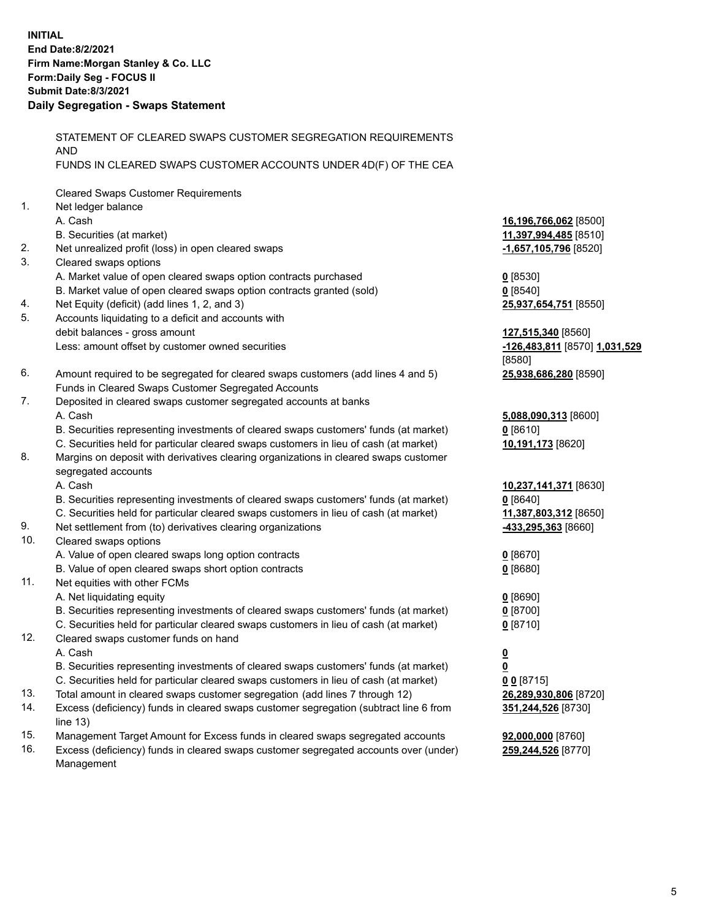**INITIAL**
**End Date:8/2/2021**
**Firm Name:Morgan Stanley & Co. LLC**
**Form:Daily Seg - FOCUS II**
**Submit Date:8/3/2021**
**Daily Segregation - Swaps Statement**

STATEMENT OF CLEARED SWAPS CUSTOMER SEGREGATION REQUIREMENTS AND FUNDS IN CLEARED SWAPS CUSTOMER ACCOUNTS UNDER 4D(F) OF THE CEA

| | | |
|---|---|---|
| | Cleared Swaps Customer Requirements | |
| 1. | Net ledger balance | |
| | A. Cash | **16,196,766,062** [8500] |
| | B. Securities (at market) | **11,397,994,485** [8510] |
| 2. | Net unrealized profit (loss) in open cleared swaps | **-1,657,105,796** [8520] |
| 3. | Cleared swaps options | |
| | A. Market value of open cleared swaps option contracts purchased | **0** [8530] |
| | B. Market value of open cleared swaps option contracts granted (sold) | **0** [8540] |
| 4. | Net Equity (deficit) (add lines 1, 2, and 3) | **25,937,654,751** [8550] |
| 5. | Accounts liquidating to a deficit and accounts with debit balances - gross amount | **127,515,340** [8560] |
| | Less: amount offset by customer owned securities | **-126,483,811** [8570] **1,031,529** [8580] |
| 6. | Amount required to be segregated for cleared swaps customers (add lines 4 and 5) | **25,938,686,280** [8590] |
| | Funds in Cleared Swaps Customer Segregated Accounts | |
| 7. | Deposited in cleared swaps customer segregated accounts at banks | |
| | A. Cash | **5,088,090,313** [8600] |
| | B. Securities representing investments of cleared swaps customers' funds (at market) | **0** [8610] |
| | C. Securities held for particular cleared swaps customers in lieu of cash (at market) | **10,191,173** [8620] |
| 8. | Margins on deposit with derivatives clearing organizations in cleared swaps customer segregated accounts | |
| | A. Cash | **10,237,141,371** [8630] |
| | B. Securities representing investments of cleared swaps customers' funds (at market) | **0** [8640] |
| | C. Securities held for particular cleared swaps customers in lieu of cash (at market) | **11,387,803,312** [8650] |
| 9. | Net settlement from (to) derivatives clearing organizations | **-433,295,363** [8660] |
| 10. | Cleared swaps options | |
| | A. Value of open cleared swaps long option contracts | **0** [8670] |
| | B. Value of open cleared swaps short option contracts | **0** [8680] |
| 11. | Net equities with other FCMs | |
| | A. Net liquidating equity | **0** [8690] |
| | B. Securities representing investments of cleared swaps customers' funds (at market) | **0** [8700] |
| | C. Securities held for particular cleared swaps customers in lieu of cash (at market) | **0** [8710] |
| 12. | Cleared swaps customer funds on hand | |
| | A. Cash | **0** |
| | B. Securities representing investments of cleared swaps customers' funds (at market) | **0** |
| | C. Securities held for particular cleared swaps customers in lieu of cash (at market) | **0** **0** [8715] |
| 13. | Total amount in cleared swaps customer segregation (add lines 7 through 12) | **26,289,930,806** [8720] |
| 14. | Excess (deficiency) funds in cleared swaps customer segregation (subtract line 6 from line 13) | **351,244,526** [8730] |
| 15. | Management Target Amount for Excess funds in cleared swaps segregated accounts | **92,000,000** [8760] |
| 16. | Excess (deficiency) funds in cleared swaps customer segregated accounts over (under) Management | **259,244,526** [8770] |